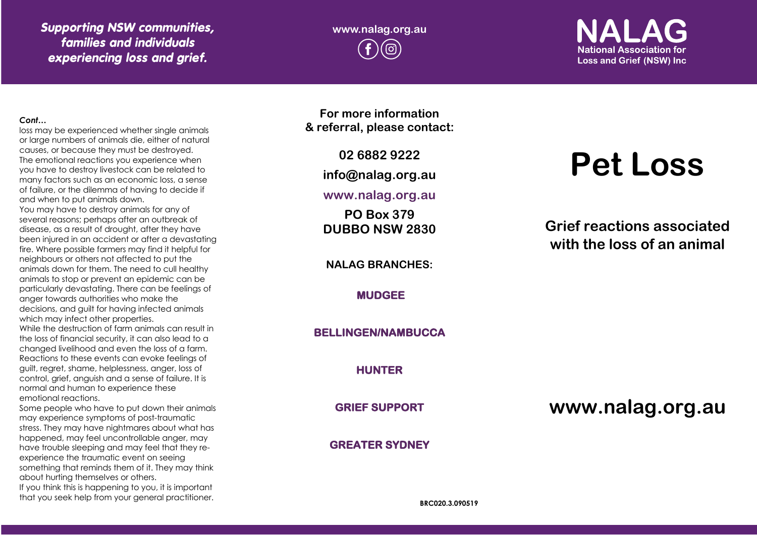*Supporting NSW communities, families and individuals experiencing loss and grief.*

www.nalag.org.au

**NALAG**
**National Association for Loss and Grief (NSW) Inc**

***Cont…***

loss may be experienced whether single animals or large numbers of animals die, either of natural causes, or because they must be destroyed.

The emotional reactions you experience when you have to destroy livestock can be related to many factors such as an economic loss, a sense of failure, or the dilemma of having to decide if and when to put animals down.

You may have to destroy animals for any of several reasons; perhaps after an outbreak of disease, as a result of drought, after they have been injured in an accident or after a devastating fire. Where possible farmers may find it helpful for neighbours or others not affected to put the animals down for them. The need to cull healthy animals to stop or prevent an epidemic can be particularly devastating. There can be feelings of anger towards authorities who make the decisions, and guilt for having infected animals which may infect other properties.

While the destruction of farm animals can result in the loss of financial security, it can also lead to a changed livelihood and even the loss of a farm. Reactions to these events can evoke feelings of guilt, regret, shame, helplessness, anger, loss of control, grief, anguish and a sense of failure. It is normal and human to experience these emotional reactions.

Some people who have to put down their animals may experience symptoms of post-traumatic stress. They may have nightmares about what has happened, may feel uncontrollable anger, may have trouble sleeping and may feel that they re-experience the traumatic event on seeing something that reminds them of it. They may think about hurting themselves or others.

If you think this is happening to you, it is important that you seek help from your general practitioner.

**For more information & referral, please contact:**

**02 6882 9222**

**info@nalag.org.au**

**www.nalag.org.au**

**PO Box 379**
**DUBBO NSW 2830**

**NALAG BRANCHES:**

**MUDGEE**

**BELLINGEN/NAMBUCCA**

**HUNTER**

**GRIEF SUPPORT**

**GREATER SYDNEY**

BRC020.3.090519

# Pet Loss

## Grief reactions associated with the loss of an animal

**www.nalag.org.au**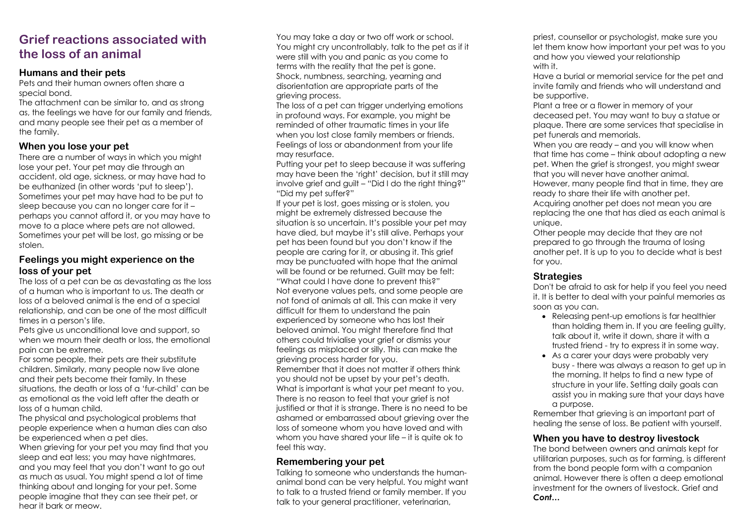# Grief reactions associated with the loss of an animal

## Humans and their pets

Pets and their human owners often share a special bond.

The attachment can be similar to, and as strong as, the feelings we have for our family and friends, and many people see their pet as a member of the family.

## When you lose your pet

There are a number of ways in which you might lose your pet. Your pet may die through an accident, old age, sickness, or may have had to be euthanized (in other words 'put to sleep'). Sometimes your pet may have had to be put to sleep because you can no longer care for it – perhaps you cannot afford it, or you may have to move to a place where pets are not allowed. Sometimes your pet will be lost, go missing or be stolen.

## Feelings you might experience on the loss of your pet

The loss of a pet can be as devastating as the loss of a human who is important to us. The death or loss of a beloved animal is the end of a special relationship, and can be one of the most difficult times in a person's life.

Pets give us unconditional love and support, so when we mourn their death or loss, the emotional pain can be extreme.

For some people, their pets are their substitute children. Similarly, many people now live alone and their pets become their family. In these situations, the death or loss of a 'fur-child' can be as emotional as the void left after the death or loss of a human child.

The physical and psychological problems that people experience when a human dies can also be experienced when a pet dies.

When grieving for your pet you may find that you sleep and eat less; you may have nightmares, and you may feel that you don't want to go out as much as usual. You might spend a lot of time thinking about and longing for your pet. Some people imagine that they can see their pet, or hear it bark or meow.

You may take a day or two off work or school. You might cry uncontrollably, talk to the pet as if it were still with you and panic as you come to terms with the reality that the pet is gone. Shock, numbness, searching, yearning and disorientation are appropriate parts of the grieving process.

The loss of a pet can trigger underlying emotions in profound ways. For example, you might be reminded of other traumatic times in your life when you lost close family members or friends. Feelings of loss or abandonment from your life may resurface.

Putting your pet to sleep because it was suffering may have been the 'right' decision, but it still may involve grief and guilt – "Did I do the right thing?" "Did my pet suffer?"

If your pet is lost, goes missing or is stolen, you might be extremely distressed because the situation is so uncertain. It's possible your pet may have died, but maybe it's still alive. Perhaps your pet has been found but you don't know if the people are caring for it, or abusing it. This grief may be punctuated with hope that the animal will be found or be returned. Guilt may be felt: "What could I have done to prevent this?"

Not everyone values pets, and some people are not fond of animals at all. This can make it very difficult for them to understand the pain experienced by someone who has lost their beloved animal. You might therefore find that others could trivialise your grief or dismiss your feelings as misplaced or silly. This can make the grieving process harder for you.

Remember that it does not matter if others think you should not be upset by your pet's death. What is important is what your pet meant to you. There is no reason to feel that your grief is not justified or that it is strange. There is no need to be ashamed or embarrassed about grieving over the loss of someone whom you have loved and with whom you have shared your life – it is quite ok to feel this way.

## Remembering your pet

Talking to someone who understands the human-animal bond can be very helpful. You might want to talk to a trusted friend or family member. If you talk to your general practitioner, veterinarian, priest, counsellor or psychologist, make sure you let them know how important your pet was to you and how you viewed your relationship with it.

Have a burial or memorial service for the pet and invite family and friends who will understand and be supportive.

Plant a tree or a flower in memory of your deceased pet. You may want to buy a statue or plaque. There are some services that specialise in pet funerals and memorials.

When you are ready – and you will know when that time has come – think about adopting a new pet. When the grief is strongest, you might swear that you will never have another animal. However, many people find that in time, they are ready to share their life with another pet. Acquiring another pet does not mean you are replacing the one that has died as each animal is unique.

Other people may decide that they are not prepared to go through the trauma of losing another pet. It is up to you to decide what is best for you.

## Strategies

Don't be afraid to ask for help if you feel you need it. It is better to deal with your painful memories as soon as you can.

- Releasing pent-up emotions is far healthier than holding them in. If you are feeling guilty, talk about it, write it down, share it with a trusted friend - try to express it in some way.
- As a carer your days were probably very busy - there was always a reason to get up in the morning. It helps to find a new type of structure in your life. Setting daily goals can assist you in making sure that your days have a purpose.

Remember that grieving is an important part of healing the sense of loss. Be patient with yourself.

## When you have to destroy livestock

The bond between owners and animals kept for utilitarian purposes, such as for farming, is different from the bond people form with a companion animal. However there is often a deep emotional investment for the owners of livestock. Grief and ***Cont…***